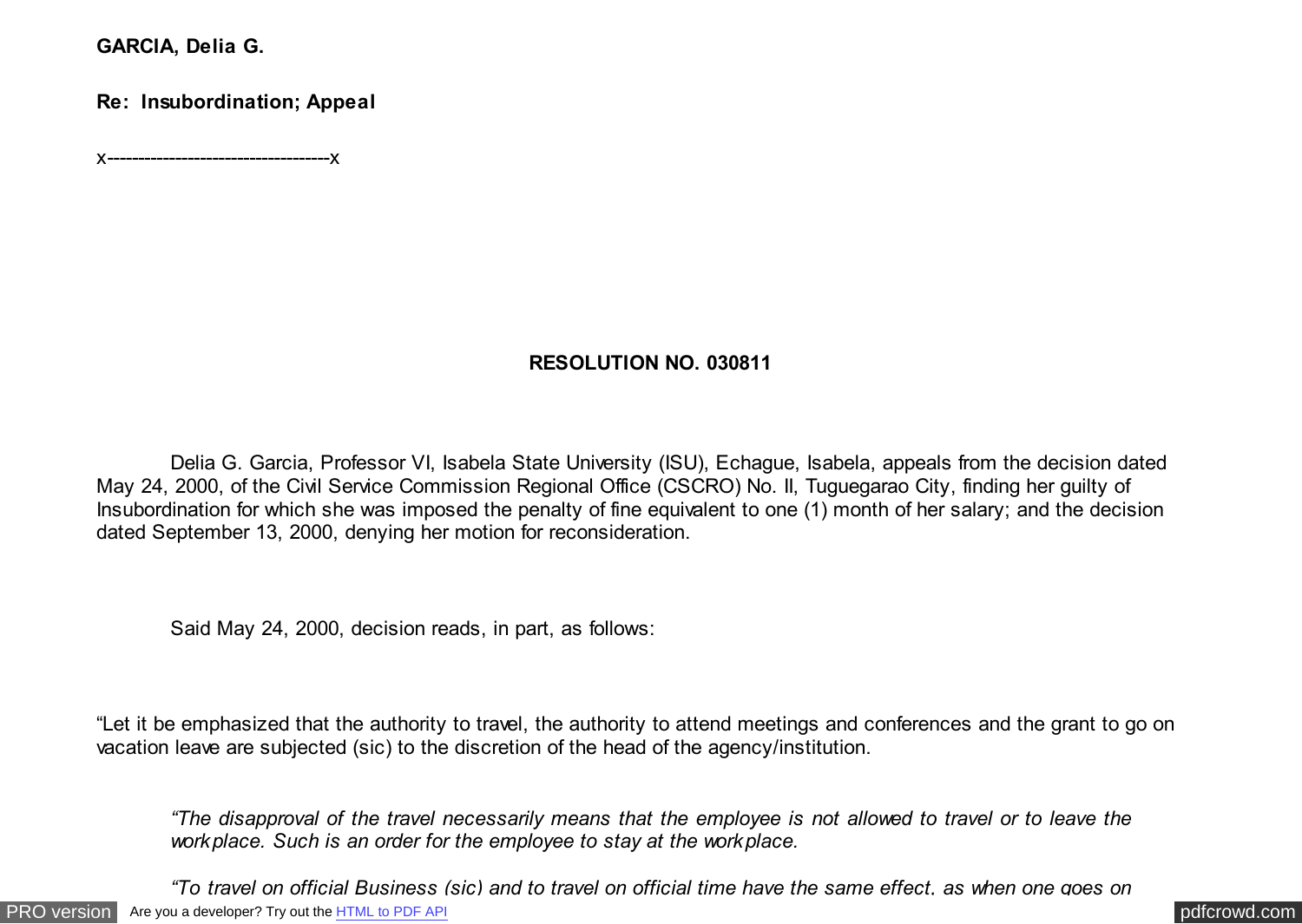**GARCIA, Delia G.**

**Re: Insubordination; Appeal**

x------------------------------------x

**RESOLUTION NO. 030811**

Delia G. Garcia, Professor VI, Isabela State University (ISU), Echague, Isabela, appeals from the decision dated May 24, 2000, of the Civil Service Commission Regional Office (CSCRO) No. II, Tuguegarao City, finding her guilty of Insubordination for which she was imposed the penalty of fine equivalent to one (1) month of her salary; and the decision dated September 13, 2000, denying her motion for reconsideration.

Said May 24, 2000, decision reads, in part, as follows:

"Let it be emphasized that the authority to travel, the authority to attend meetings and conferences and the grant to go on vacation leave are subjected (sic) to the discretion of the head of the agency/institution.

*"The disapproval of the travel necessarily means that the employee is not allowed to travel or to leave the workplace. Such is an order for the employee to stay at the workplace.*

*"To travel on official Business (sic) and to travel on official time have the same effect, as when one goes on*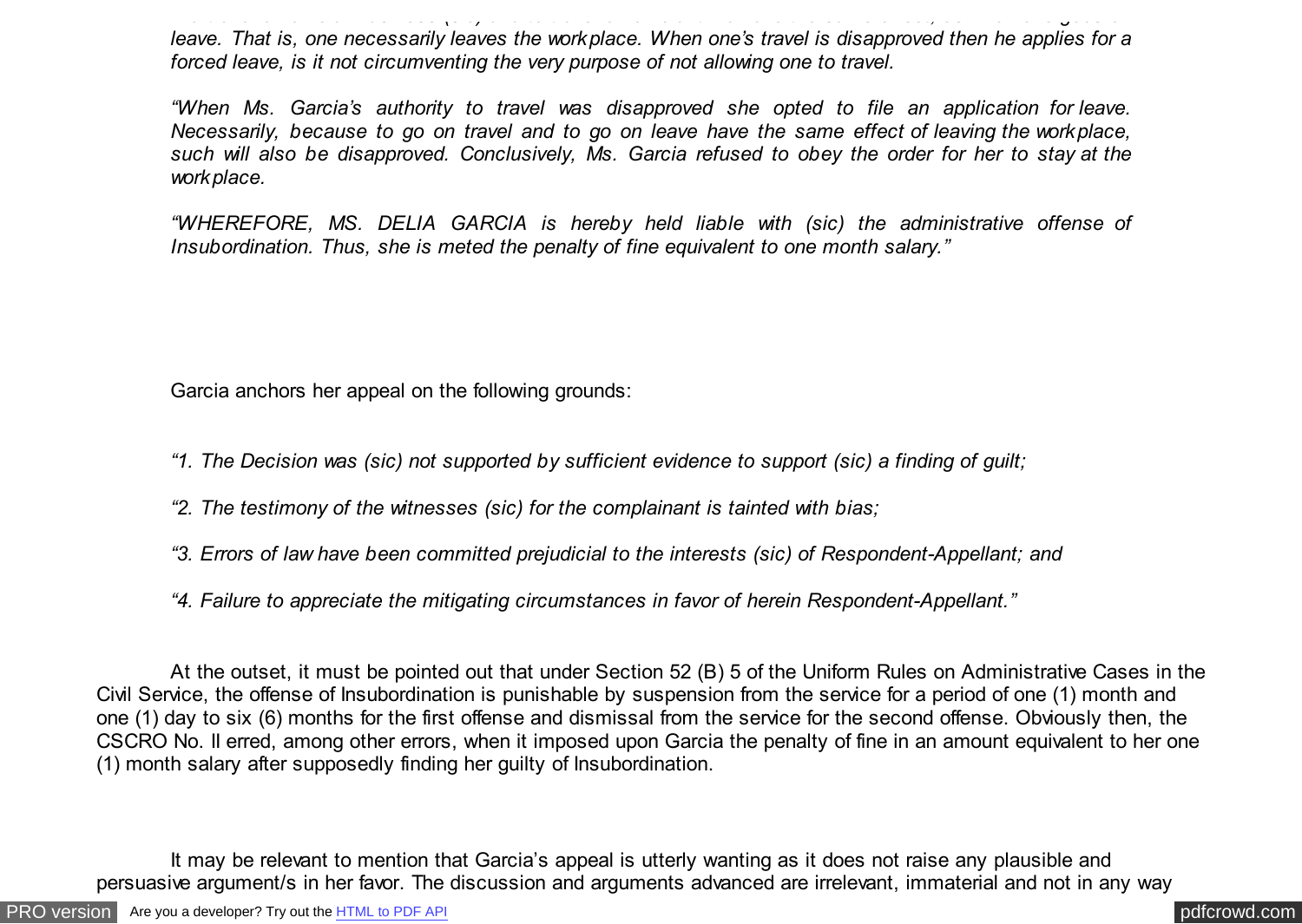*leave. That is, one necessarily leaves the workplace. When one's travel is disapproved then he applies for a forced leave, is it not circumventing the very purpose of not allowing one to travel.*

*"When Ms. Garcia's authority to travel was disapproved she opted to file an application for leave. Necessarily, because to go on travel and to go on leave have the same effect of leaving the workplace, such will also be disapproved. Conclusively, Ms. Garcia refused to obey the order for her to stay at the workplace.*

*"WHEREFORE, MS. DELIA GARCIA is hereby held liable with (sic) the administrative offense of Insubordination. Thus, she is meted the penalty of fine equivalent to one month salary."*

Garcia anchors her appeal on the following grounds:

*"1. The Decision was (sic) not supported by sufficient evidence to support (sic) a finding of guilt;*

*"2. The testimony of the witnesses (sic) for the complainant is tainted with bias;*

*"3. Errors of law have been committed prejudicial to the interests (sic) of Respondent-Appellant; and*

*"4. Failure to appreciate the mitigating circumstances in favor of herein Respondent-Appellant."*

At the outset, it must be pointed out that under Section 52 (B) 5 of the Uniform Rules on Administrative Cases in the Civil Service, the offense of Insubordination is punishable by suspension from the service for a period of one (1) month and one (1) day to six (6) months for the first offense and dismissal from the service for the second offense. Obviously then, the CSCRO No. II erred, among other errors, when it imposed upon Garcia the penalty of fine in an amount equivalent to her one (1) month salary after supposedly finding her guilty of Insubordination.

It may be relevant to mention that Garcia's appeal is utterly wanting as it does not raise any plausible and persuasive argument/s in her favor. The discussion and arguments advanced are irrelevant, immaterial and not in any way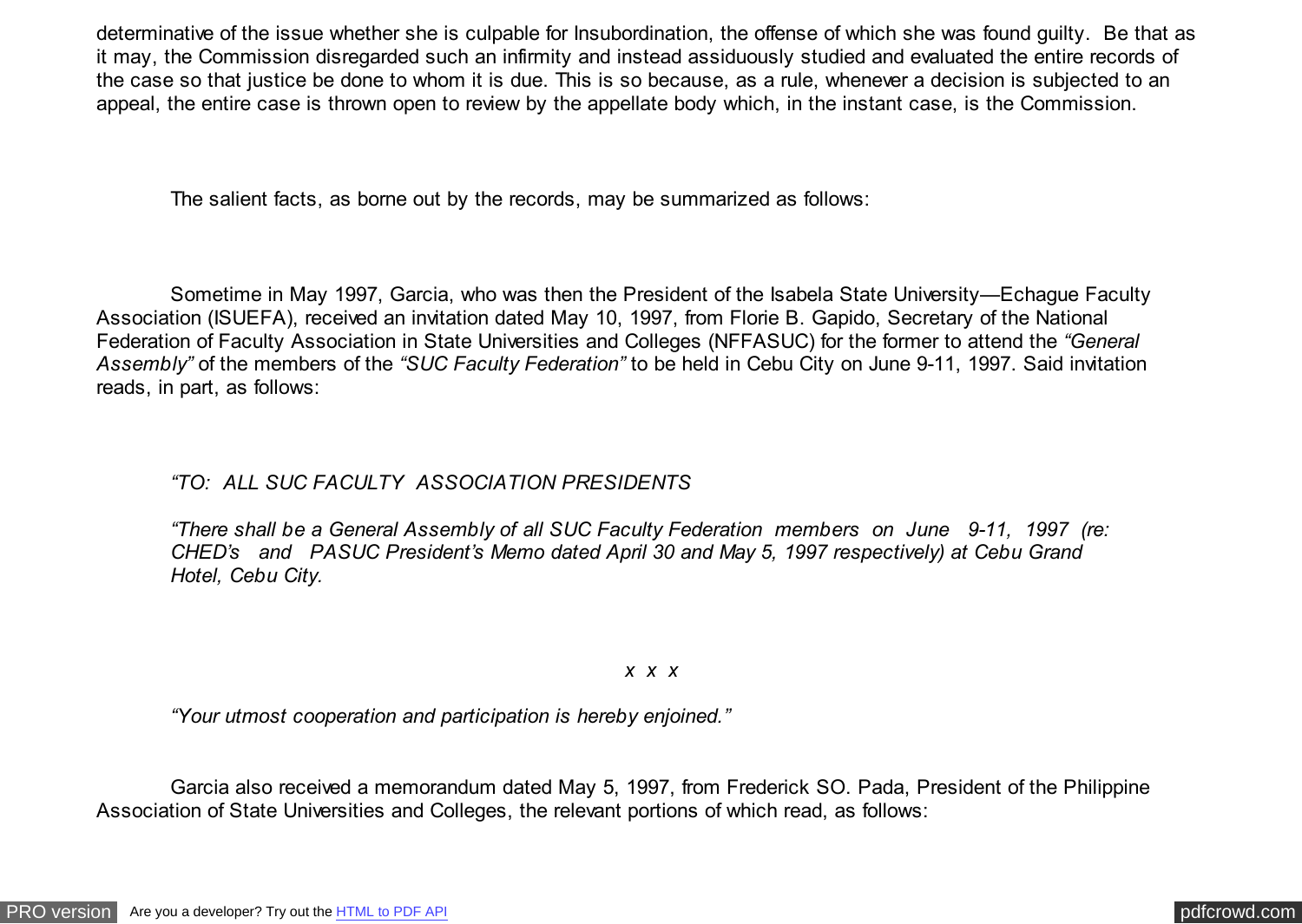determinative of the issue whether she is culpable for Insubordination, the offense of which she was found guilty. Be that as it may, the Commission disregarded such an infirmity and instead assiduously studied and evaluated the entire records of the case so that justice be done to whom it is due. This is so because, as a rule, whenever a decision is subjected to an appeal, the entire case is thrown open to review by the appellate body which, in the instant case, is the Commission.

The salient facts, as borne out by the records, may be summarized as follows:

Sometime in May 1997, Garcia, who was then the President of the Isabela State University—Echague Faculty Association (ISUEFA), received an invitation dated May 10, 1997, from Florie B. Gapido, Secretary of the National Federation of Faculty Association in State Universities and Colleges (NFFASUC) for the former to attend the *"General Assembly"* of the members of the *"SUC Faculty Federation"* to be held in Cebu City on June 9-11, 1997. Said invitation reads, in part, as follows:

> *"TO: ALL SUC FACULTY ASSOCIATION PRESIDENTS*
>
> *"There shall be a General Assembly of all SUC Faculty Federation members on June 9-11, 1997 (re: CHED's and PASUC President's Memo dated April 30 and May 5, 1997 respectively) at Cebu Grand Hotel, Cebu City.*
>
> *x x x*
>
> *"Your utmost cooperation and participation is hereby enjoined."*

Garcia also received a memorandum dated May 5, 1997, from Frederick SO. Pada, President of the Philippine Association of State Universities and Colleges, the relevant portions of which read, as follows: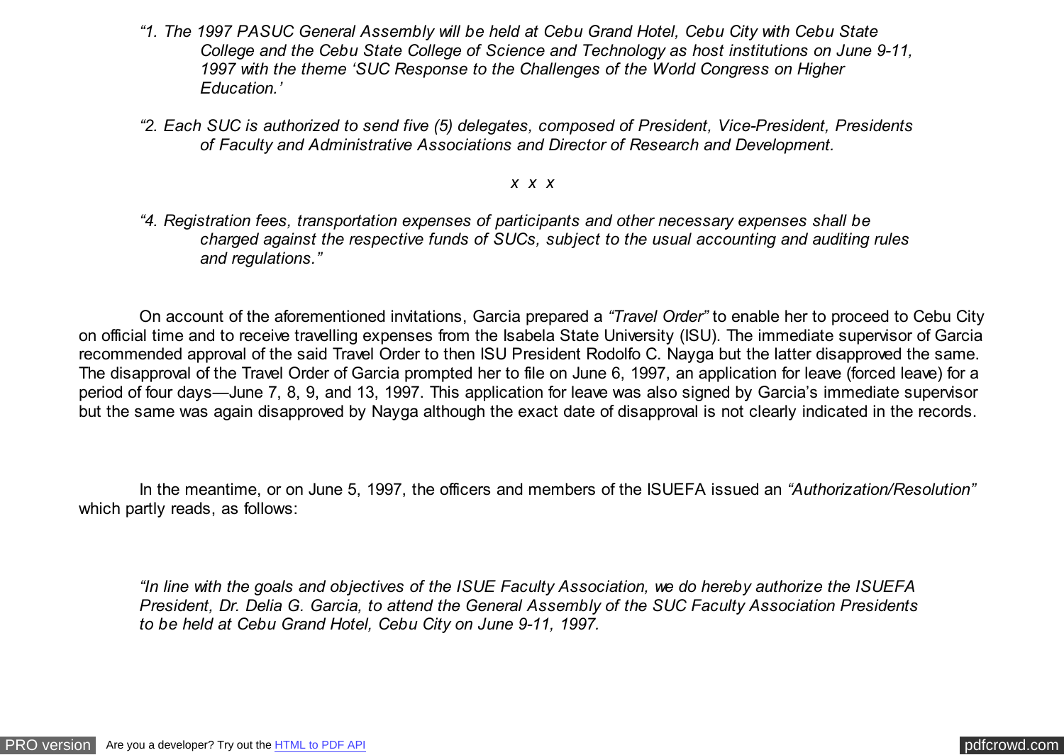*"1. The 1997 PASUC General Assembly will be held at Cebu Grand Hotel, Cebu City with Cebu State College and the Cebu State College of Science and Technology as host institutions on June 9-11, 1997 with the theme 'SUC Response to the Challenges of the World Congress on Higher Education.'*

*"2. Each SUC is authorized to send five (5) delegates, composed of President, Vice-President, Presidents of Faculty and Administrative Associations and Director of Research and Development.*

*x x x*

*"4. Registration fees, transportation expenses of participants and other necessary expenses shall be charged against the respective funds of SUCs, subject to the usual accounting and auditing rules and regulations."*

On account of the aforementioned invitations, Garcia prepared a *"Travel Order"* to enable her to proceed to Cebu City on official time and to receive travelling expenses from the Isabela State University (ISU). The immediate supervisor of Garcia recommended approval of the said Travel Order to then ISU President Rodolfo C. Nayga but the latter disapproved the same. The disapproval of the Travel Order of Garcia prompted her to file on June 6, 1997, an application for leave (forced leave) for a period of four days—June 7, 8, 9, and 13, 1997. This application for leave was also signed by Garcia's immediate supervisor but the same was again disapproved by Nayga although the exact date of disapproval is not clearly indicated in the records.

In the meantime, or on June 5, 1997, the officers and members of the ISUEFA issued an *"Authorization/Resolution"* which partly reads, as follows:

*"In line with the goals and objectives of the ISUE Faculty Association, we do hereby authorize the ISUEFA President, Dr. Delia G. Garcia, to attend the General Assembly of the SUC Faculty Association Presidents to be held at Cebu Grand Hotel, Cebu City on June 9-11, 1997.*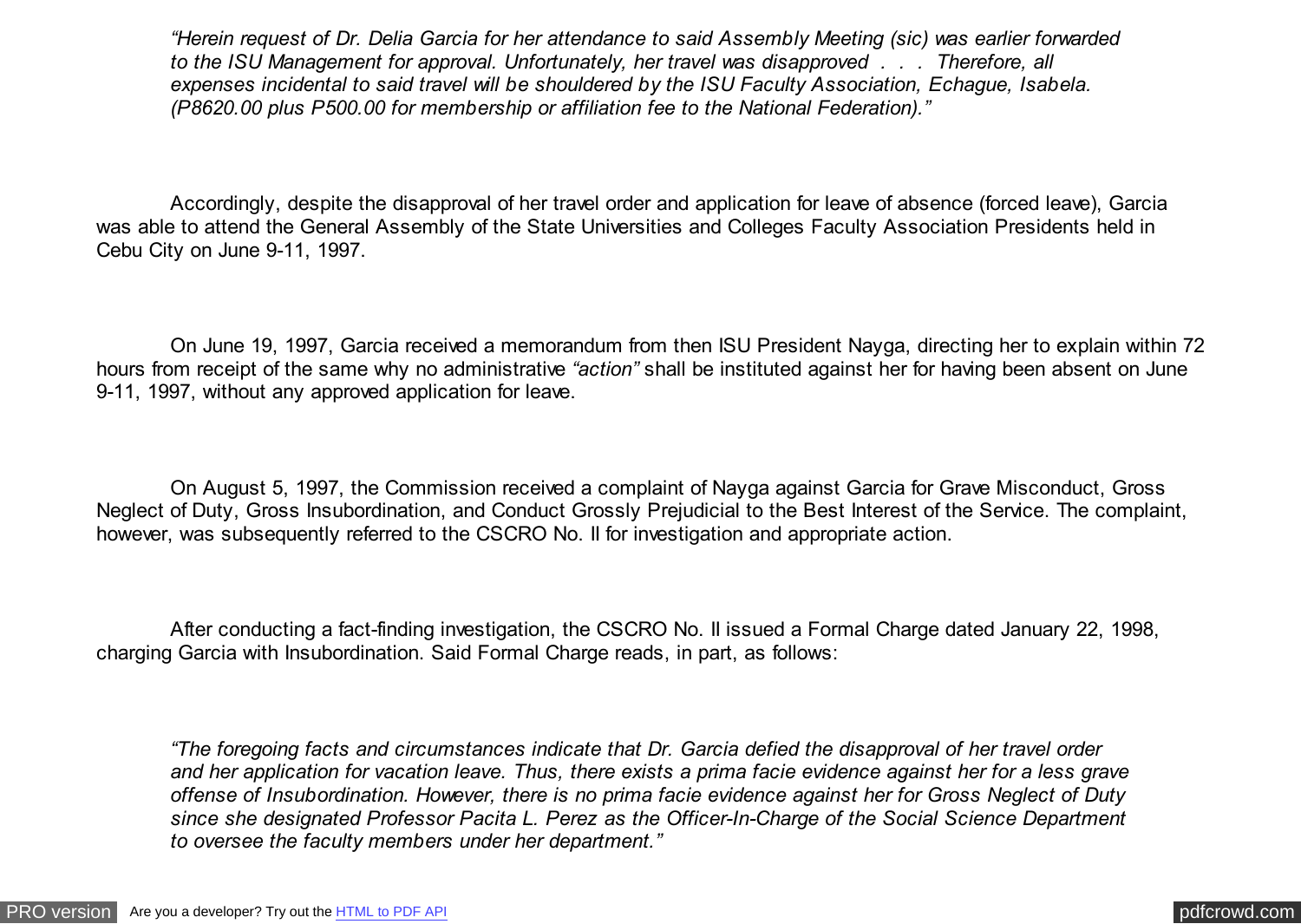*"Herein request of Dr. Delia Garcia for her attendance to said Assembly Meeting (sic) was earlier forwarded to the ISU Management for approval. Unfortunately, her travel was disapproved . . . Therefore, all expenses incidental to said travel will be shouldered by the ISU Faculty Association, Echague, Isabela. (P8620.00 plus P500.00 for membership or affiliation fee to the National Federation)."*

Accordingly, despite the disapproval of her travel order and application for leave of absence (forced leave), Garcia was able to attend the General Assembly of the State Universities and Colleges Faculty Association Presidents held in Cebu City on June 9-11, 1997.

On June 19, 1997, Garcia received a memorandum from then ISU President Nayga, directing her to explain within 72 hours from receipt of the same why no administrative *"action"* shall be instituted against her for having been absent on June 9-11, 1997, without any approved application for leave.

On August 5, 1997, the Commission received a complaint of Nayga against Garcia for Grave Misconduct, Gross Neglect of Duty, Gross Insubordination, and Conduct Grossly Prejudicial to the Best Interest of the Service. The complaint, however, was subsequently referred to the CSCRO No. II for investigation and appropriate action.

After conducting a fact-finding investigation, the CSCRO No. II issued a Formal Charge dated January 22, 1998, charging Garcia with Insubordination. Said Formal Charge reads, in part, as follows:

*"The foregoing facts and circumstances indicate that Dr. Garcia defied the disapproval of her travel order and her application for vacation leave. Thus, there exists a prima facie evidence against her for a less grave offense of Insubordination. However, there is no prima facie evidence against her for Gross Neglect of Duty since she designated Professor Pacita L. Perez as the Officer-In-Charge of the Social Science Department to oversee the faculty members under her department."*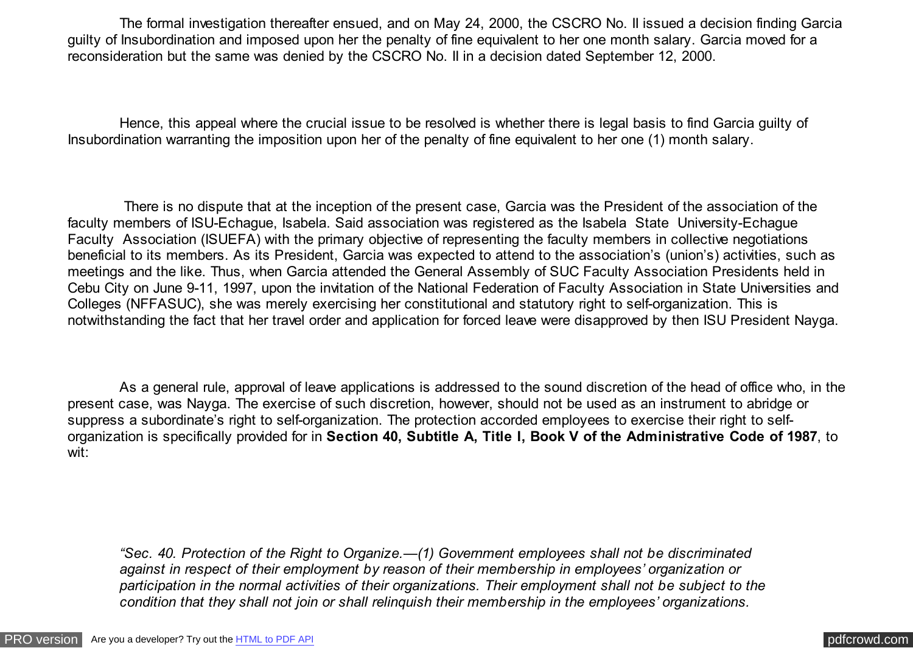The formal investigation thereafter ensued, and on May 24, 2000, the CSCRO No. II issued a decision finding Garcia guilty of Insubordination and imposed upon her the penalty of fine equivalent to her one month salary. Garcia moved for a reconsideration but the same was denied by the CSCRO No. II in a decision dated September 12, 2000.

Hence, this appeal where the crucial issue to be resolved is whether there is legal basis to find Garcia guilty of Insubordination warranting the imposition upon her of the penalty of fine equivalent to her one (1) month salary.

There is no dispute that at the inception of the present case, Garcia was the President of the association of the faculty members of ISU-Echague, Isabela. Said association was registered as the Isabela State University-Echague Faculty Association (ISUEFA) with the primary objective of representing the faculty members in collective negotiations beneficial to its members. As its President, Garcia was expected to attend to the association's (union's) activities, such as meetings and the like. Thus, when Garcia attended the General Assembly of SUC Faculty Association Presidents held in Cebu City on June 9-11, 1997, upon the invitation of the National Federation of Faculty Association in State Universities and Colleges (NFFASUC), she was merely exercising her constitutional and statutory right to self-organization. This is notwithstanding the fact that her travel order and application for forced leave were disapproved by then ISU President Nayga.

As a general rule, approval of leave applications is addressed to the sound discretion of the head of office who, in the present case, was Nayga. The exercise of such discretion, however, should not be used as an instrument to abridge or suppress a subordinate's right to self-organization. The protection accorded employees to exercise their right to self-organization is specifically provided for in **Section 40, Subtitle A, Title I, Book V of the Administrative Code of 1987**, to wit:

> *"Sec. 40. Protection of the Right to Organize.—(1) Government employees shall not be discriminated against in respect of their employment by reason of their membership in employees' organization or participation in the normal activities of their organizations. Their employment shall not be subject to the condition that they shall not join or shall relinquish their membership in the employees' organizations.*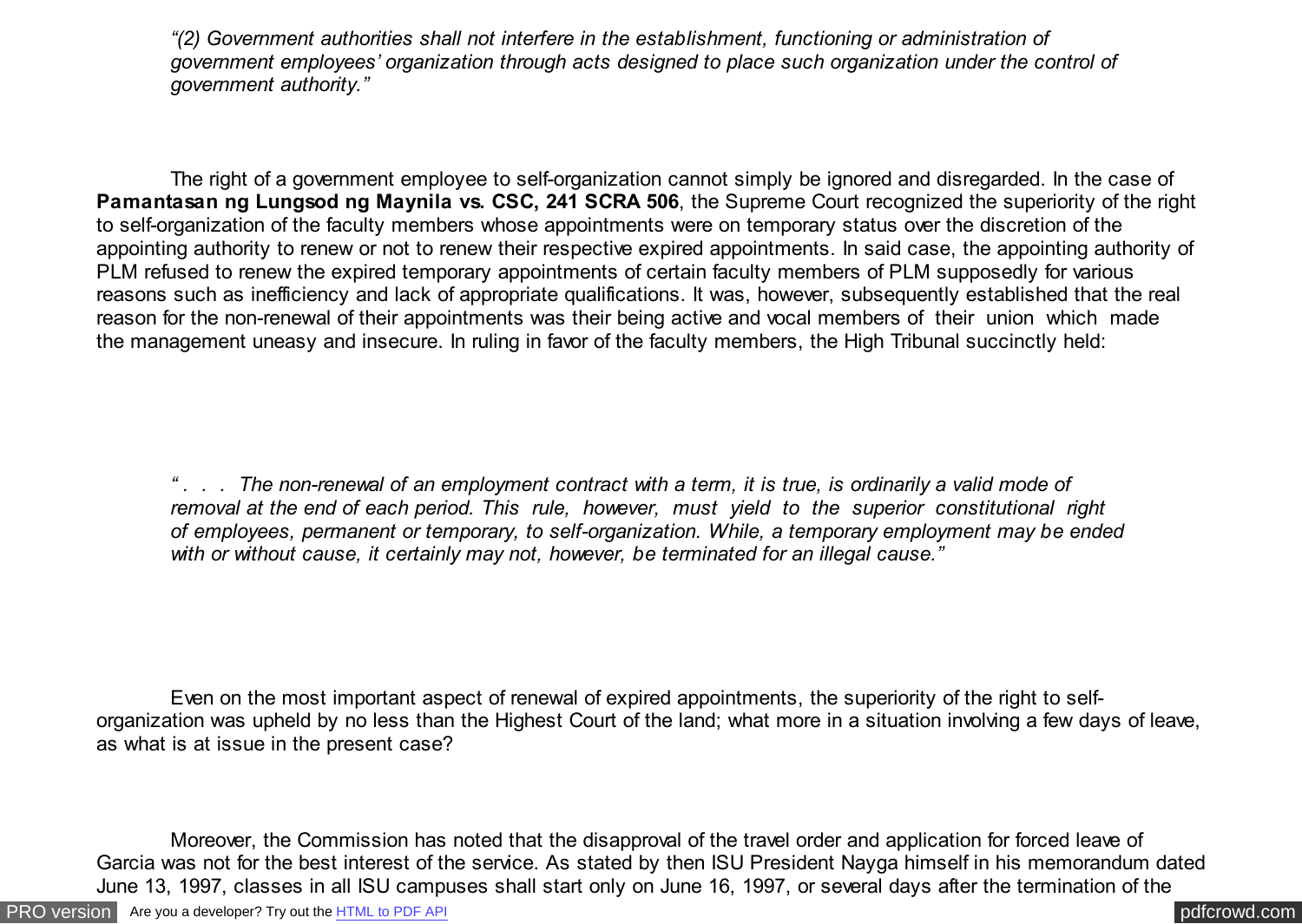*“(2) Government authorities shall not interfere in the establishment, functioning or administration of government employees’ organization through acts designed to place such organization under the control of government authority.”*

The right of a government employee to self-organization cannot simply be ignored and disregarded. In the case of **Pamantasan ng Lungsod ng Maynila vs. CSC, 241 SCRA 506**, the Supreme Court recognized the superiority of the right to self-organization of the faculty members whose appointments were on temporary status over the discretion of the appointing authority to renew or not to renew their respective expired appointments. In said case, the appointing authority of PLM refused to renew the expired temporary appointments of certain faculty members of PLM supposedly for various reasons such as inefficiency and lack of appropriate qualifications. It was, however, subsequently established that the real reason for the non-renewal of their appointments was their being active and vocal members of their union which made the management uneasy and insecure. In ruling in favor of the faculty members, the High Tribunal succinctly held:

*“ . . . The non-renewal of an employment contract with a term, it is true, is ordinarily a valid mode of removal at the end of each period. This rule, however, must yield to the superior constitutional right of employees, permanent or temporary, to self-organization. While, a temporary employment may be ended with or without cause, it certainly may not, however, be terminated for an illegal cause.”*

Even on the most important aspect of renewal of expired appointments, the superiority of the right to self-organization was upheld by no less than the Highest Court of the land; what more in a situation involving a few days of leave, as what is at issue in the present case?

Moreover, the Commission has noted that the disapproval of the travel order and application for forced leave of Garcia was not for the best interest of the service. As stated by then ISU President Nayga himself in his memorandum dated June 13, 1997, classes in all ISU campuses shall start only on June 16, 1997, or several days after the termination of the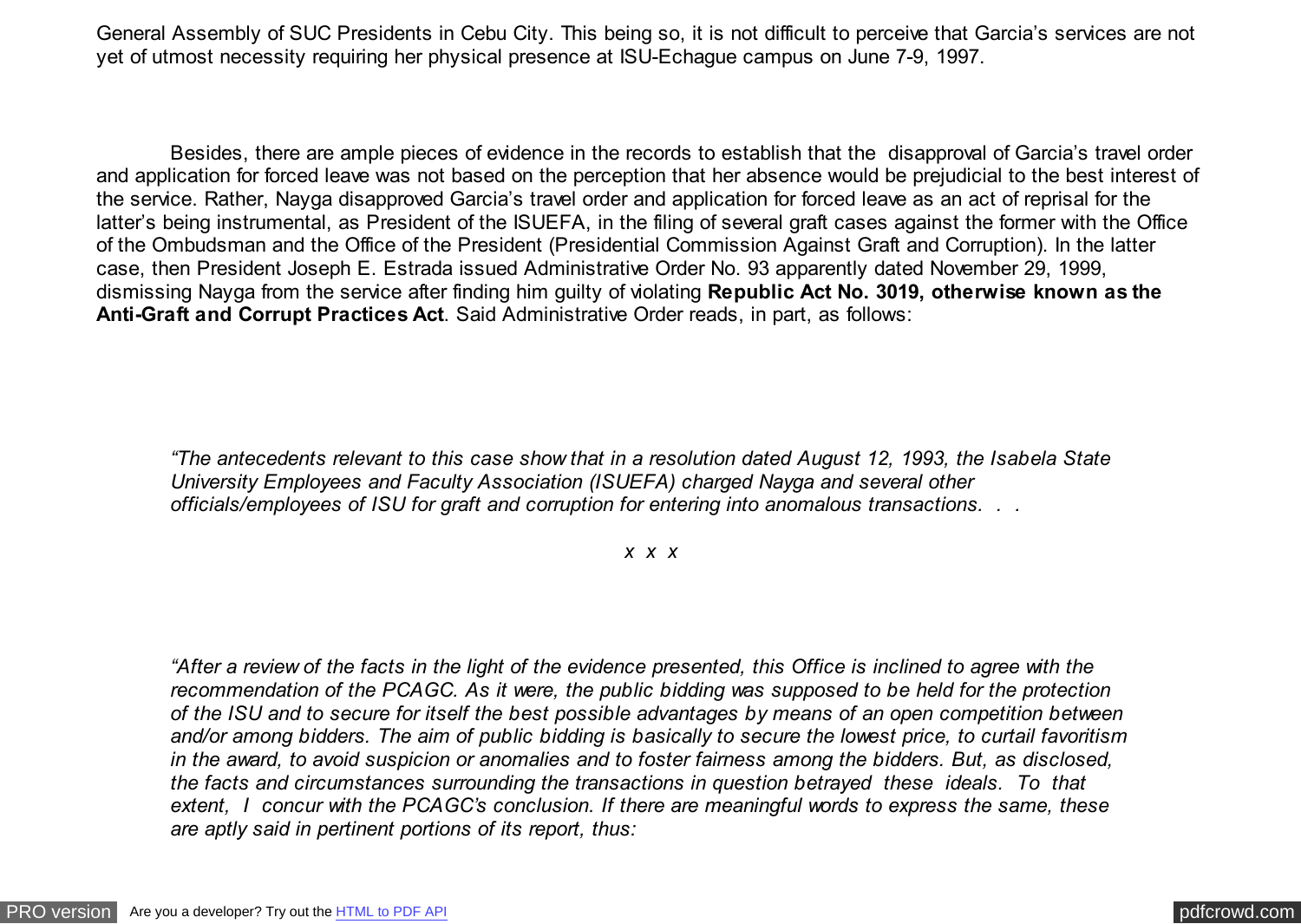General Assembly of SUC Presidents in Cebu City. This being so, it is not difficult to perceive that Garcia's services are not yet of utmost necessity requiring her physical presence at ISU-Echague campus on June 7-9, 1997.

Besides, there are ample pieces of evidence in the records to establish that the disapproval of Garcia's travel order and application for forced leave was not based on the perception that her absence would be prejudicial to the best interest of the service. Rather, Nayga disapproved Garcia's travel order and application for forced leave as an act of reprisal for the latter's being instrumental, as President of the ISUEFA, in the filing of several graft cases against the former with the Office of the Ombudsman and the Office of the President (Presidential Commission Against Graft and Corruption). In the latter case, then President Joseph E. Estrada issued Administrative Order No. 93 apparently dated November 29, 1999, dismissing Nayga from the service after finding him guilty of violating **Republic Act No. 3019, otherwise known as the Anti-Graft and Corrupt Practices Act**. Said Administrative Order reads, in part, as follows:

> *"The antecedents relevant to this case show that in a resolution dated August 12, 1993, the Isabela State University Employees and Faculty Association (ISUEFA) charged Nayga and several other officials/employees of ISU for graft and corruption for entering into anomalous transactions. . .*
>
> *x x x*
>
> *"After a review of the facts in the light of the evidence presented, this Office is inclined to agree with the recommendation of the PCAGC. As it were, the public bidding was supposed to be held for the protection of the ISU and to secure for itself the best possible advantages by means of an open competition between and/or among bidders. The aim of public bidding is basically to secure the lowest price, to curtail favoritism in the award, to avoid suspicion or anomalies and to foster fairness among the bidders. But, as disclosed, the facts and circumstances surrounding the transactions in question betrayed these ideals. To that extent, I concur with the PCAGC's conclusion. If there are meaningful words to express the same, these are aptly said in pertinent portions of its report, thus:*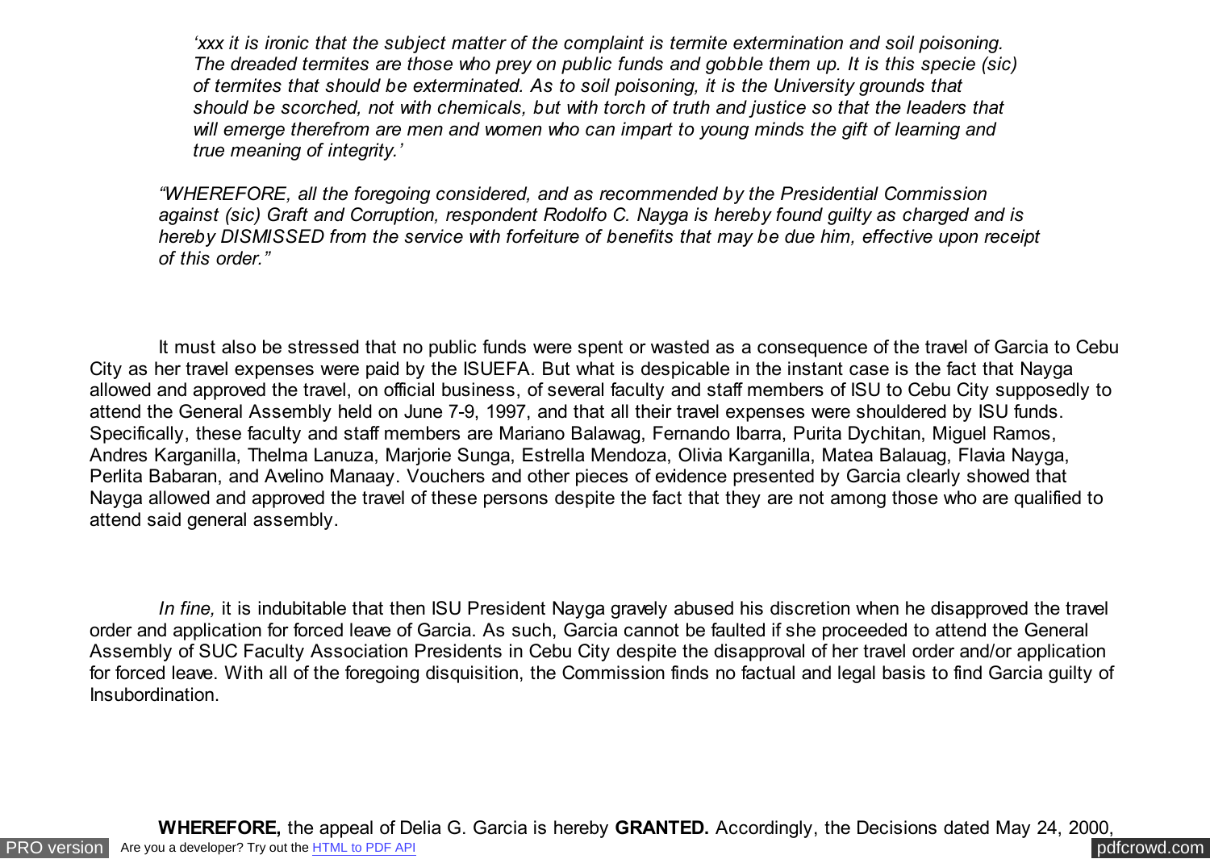> *'xxx it is ironic that the subject matter of the complaint is termite extermination and soil poisoning. The dreaded termites are those who prey on public funds and gobble them up. It is this specie (sic) of termites that should be exterminated. As to soil poisoning, it is the University grounds that should be scorched, not with chemicals, but with torch of truth and justice so that the leaders that will emerge therefrom are men and women who can impart to young minds the gift of learning and true meaning of integrity.'*
>
> *"WHEREFORE, all the foregoing considered, and as recommended by the Presidential Commission against (sic) Graft and Corruption, respondent Rodolfo C. Nayga is hereby found guilty as charged and is hereby DISMISSED from the service with forfeiture of benefits that may be due him, effective upon receipt of this order."*

It must also be stressed that no public funds were spent or wasted as a consequence of the travel of Garcia to Cebu City as her travel expenses were paid by the ISUEFA. But what is despicable in the instant case is the fact that Nayga allowed and approved the travel, on official business, of several faculty and staff members of ISU to Cebu City supposedly to attend the General Assembly held on June 7-9, 1997, and that all their travel expenses were shouldered by ISU funds. Specifically, these faculty and staff members are Mariano Balawag, Fernando Ibarra, Purita Dychitan, Miguel Ramos, Andres Karganilla, Thelma Lanuza, Marjorie Sunga, Estrella Mendoza, Olivia Karganilla, Matea Balauag, Flavia Nayga, Perlita Babaran, and Avelino Manaay. Vouchers and other pieces of evidence presented by Garcia clearly showed that Nayga allowed and approved the travel of these persons despite the fact that they are not among those who are qualified to attend said general assembly.

*In fine,* it is indubitable that then ISU President Nayga gravely abused his discretion when he disapproved the travel order and application for forced leave of Garcia. As such, Garcia cannot be faulted if she proceeded to attend the General Assembly of SUC Faculty Association Presidents in Cebu City despite the disapproval of her travel order and/or application for forced leave. With all of the foregoing disquisition, the Commission finds no factual and legal basis to find Garcia guilty of Insubordination.

**WHEREFORE,** the appeal of Delia G. Garcia is hereby **GRANTED.** Accordingly, the Decisions dated May 24, 2000,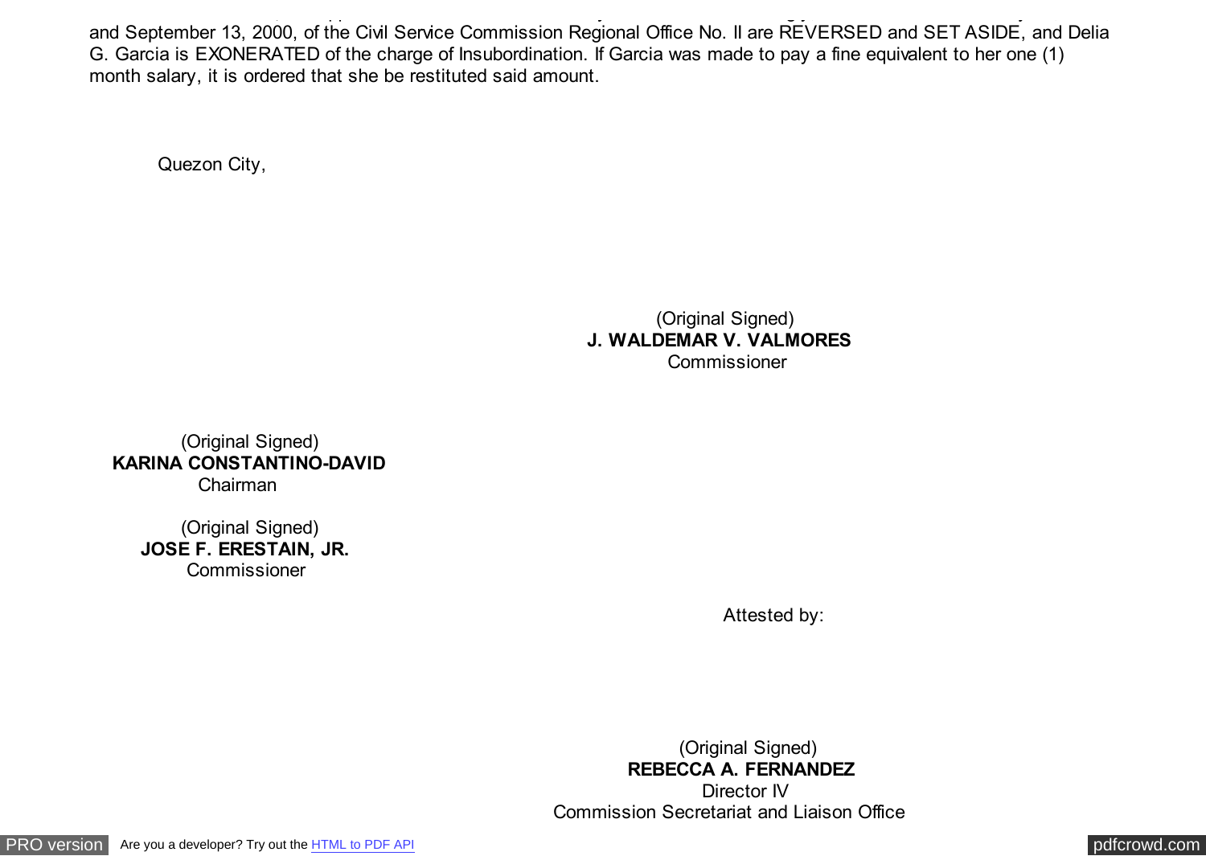and September 13, 2000, of the Civil Service Commission Regional Office No. II are REVERSED and SET ASIDE, and Delia G. Garcia is EXONERATED of the charge of Insubordination. If Garcia was made to pay a fine equivalent to her one (1) month salary, it is ordered that she be restituted said amount.

Quezon City,

(Original Signed)
**J. WALDEMAR V. VALMORES**
Commissioner

(Original Signed)
**KARINA CONSTANTINO-DAVID**
Chairman

(Original Signed)
**JOSE F. ERESTAIN, JR.**
Commissioner

Attested by:

(Original Signed)
**REBECCA A. FERNANDEZ**
Director IV
Commission Secretariat and Liaison Office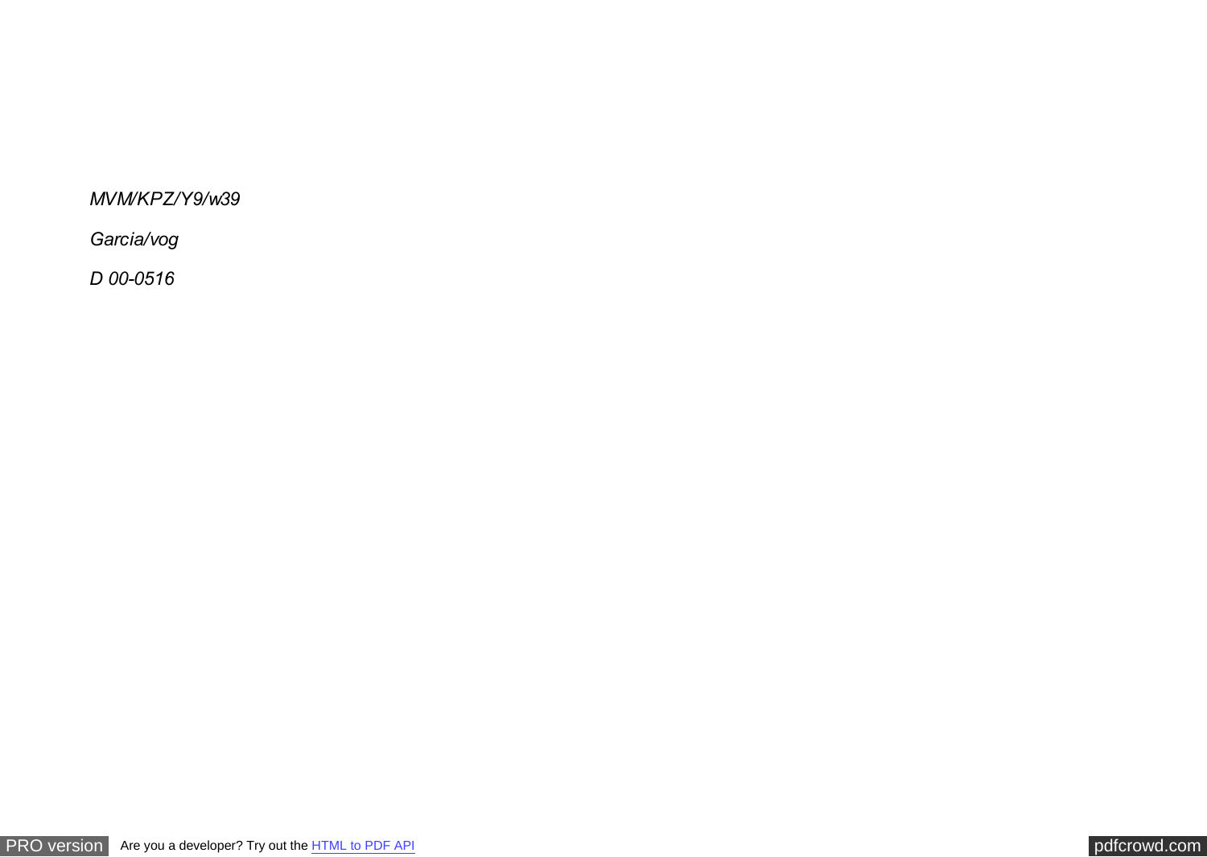*MVM/KPZ/Y9/w39*

*Garcia/vog*

*D 00-0516*